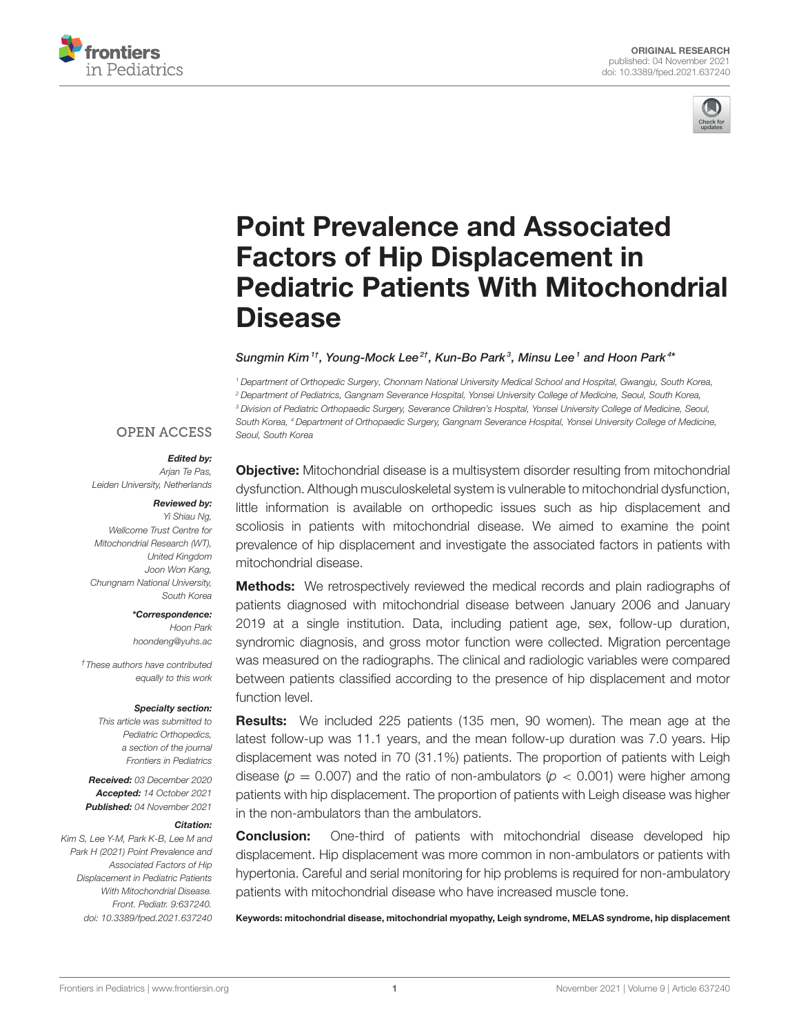ORIGINAL RESEARCH
published: 04 November 2021
doi: 10.3389/fped.2021.637240

# Point Prevalence and Associated Factors of Hip Displacement in Pediatric Patients With Mitochondrial Disease

Sungmin Kim[1†], Young-Mock Lee[2†], Kun-Bo Park[3], Minsu Lee[1] and Hoon Park[4*]

[1] Department of Orthopedic Surgery, Chonnam National University Medical School and Hospital, Gwangju, South Korea,
[2] Department of Pediatrics, Gangnam Severance Hospital, Yonsei University College of Medicine, Seoul, South Korea,
[3] Division of Pediatric Orthopaedic Surgery, Severance Children's Hospital, Yonsei University College of Medicine, Seoul, South Korea,
[4] Department of Orthopaedic Surgery, Gangnam Severance Hospital, Yonsei University College of Medicine, Seoul, South Korea

OPEN ACCESS

***Edited by:***
Arjan Te Pas,
Leiden University, Netherlands

***Reviewed by:***
Yi Shiau Ng,
Wellcome Trust Centre for Mitochondrial Research (WT), United Kingdom
Joon Won Kang,
Chungnam National University, South Korea

***\*Correspondence:***
Hoon Park
hoondeng@yuhs.ac

*† These authors have contributed equally to this work*

***Specialty section:***
*This article was submitted to Pediatric Orthopedics, a section of the journal Frontiers in Pediatrics*

***Received:*** *03 December 2020*
***Accepted:*** *14 October 2021*
***Published:*** *04 November 2021*

***Citation:***
*Kim S, Lee Y-M, Park K-B, Lee M and Park H (2021) Point Prevalence and Associated Factors of Hip Displacement in Pediatric Patients With Mitochondrial Disease. Front. Pediatr. 9:637240. doi: 10.3389/fped.2021.637240*

**Objective:** Mitochondrial disease is a multisystem disorder resulting from mitochondrial dysfunction. Although musculoskeletal system is vulnerable to mitochondrial dysfunction, little information is available on orthopedic issues such as hip displacement and scoliosis in patients with mitochondrial disease. We aimed to examine the point prevalence of hip displacement and investigate the associated factors in patients with mitochondrial disease.

**Methods:** We retrospectively reviewed the medical records and plain radiographs of patients diagnosed with mitochondrial disease between January 2006 and January 2019 at a single institution. Data, including patient age, sex, follow-up duration, syndromic diagnosis, and gross motor function were collected. Migration percentage was measured on the radiographs. The clinical and radiologic variables were compared between patients classified according to the presence of hip displacement and motor function level.

**Results:** We included 225 patients (135 men, 90 women). The mean age at the latest follow-up was 11.1 years, and the mean follow-up duration was 7.0 years. Hip displacement was noted in 70 (31.1%) patients. The proportion of patients with Leigh disease ($p = 0.007$) and the ratio of non-ambulators ($p < 0.001$) were higher among patients with hip displacement. The proportion of patients with Leigh disease was higher in the non-ambulators than the ambulators.

**Conclusion:** One-third of patients with mitochondrial disease developed hip displacement. Hip displacement was more common in non-ambulators or patients with hypertonia. Careful and serial monitoring for hip problems is required for non-ambulatory patients with mitochondrial disease who have increased muscle tone.

**Keywords: mitochondrial disease, mitochondrial myopathy, Leigh syndrome, MELAS syndrome, hip displacement**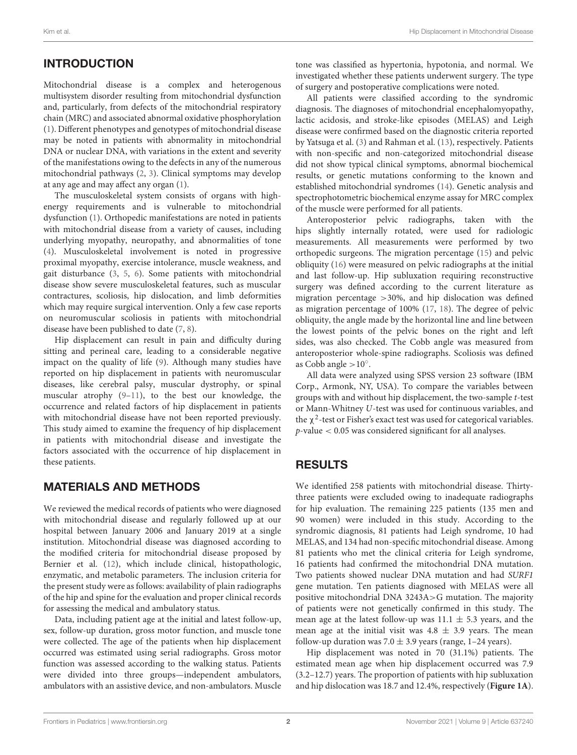## INTRODUCTION

Mitochondrial disease is a complex and heterogenous multisystem disorder resulting from mitochondrial dysfunction and, particularly, from defects of the mitochondrial respiratory chain (MRC) and associated abnormal oxidative phosphorylation (1). Different phenotypes and genotypes of mitochondrial disease may be noted in patients with abnormality in mitochondrial DNA or nuclear DNA, with variations in the extent and severity of the manifestations owing to the defects in any of the numerous mitochondrial pathways (2, 3). Clinical symptoms may develop at any age and may affect any organ (1).

The musculoskeletal system consists of organs with high-energy requirements and is vulnerable to mitochondrial dysfunction (1). Orthopedic manifestations are noted in patients with mitochondrial disease from a variety of causes, including underlying myopathy, neuropathy, and abnormalities of tone (4). Musculoskeletal involvement is noted in progressive proximal myopathy, exercise intolerance, muscle weakness, and gait disturbance (3, 5, 6). Some patients with mitochondrial disease show severe musculoskeletal features, such as muscular contractures, scoliosis, hip dislocation, and limb deformities which may require surgical intervention. Only a few case reports on neuromuscular scoliosis in patients with mitochondrial disease have been published to date (7, 8).

Hip displacement can result in pain and difficulty during sitting and perineal care, leading to a considerable negative impact on the quality of life (9). Although many studies have reported on hip displacement in patients with neuromuscular diseases, like cerebral palsy, muscular dystrophy, or spinal muscular atrophy (9–11), to the best our knowledge, the occurrence and related factors of hip displacement in patients with mitochondrial disease have not been reported previously. This study aimed to examine the frequency of hip displacement in patients with mitochondrial disease and investigate the factors associated with the occurrence of hip displacement in these patients.

## MATERIALS AND METHODS

We reviewed the medical records of patients who were diagnosed with mitochondrial disease and regularly followed up at our hospital between January 2006 and January 2019 at a single institution. Mitochondrial disease was diagnosed according to the modified criteria for mitochondrial disease proposed by Bernier et al. (12), which include clinical, histopathologic, enzymatic, and metabolic parameters. The inclusion criteria for the present study were as follows: availability of plain radiographs of the hip and spine for the evaluation and proper clinical records for assessing the medical and ambulatory status.

Data, including patient age at the initial and latest follow-up, sex, follow-up duration, gross motor function, and muscle tone were collected. The age of the patients when hip displacement occurred was estimated using serial radiographs. Gross motor function was assessed according to the walking status. Patients were divided into three groups—independent ambulators, ambulators with an assistive device, and non-ambulators. Muscle tone was classified as hypertonia, hypotonia, and normal. We investigated whether these patients underwent surgery. The type of surgery and postoperative complications were noted.

All patients were classified according to the syndromic diagnosis. The diagnoses of mitochondrial encephalomyopathy, lactic acidosis, and stroke-like episodes (MELAS) and Leigh disease were confirmed based on the diagnostic criteria reported by Yatsuga et al. (3) and Rahman et al. (13), respectively. Patients with non-specific and non-categorized mitochondrial disease did not show typical clinical symptoms, abnormal biochemical results, or genetic mutations conforming to the known and established mitochondrial syndromes (14). Genetic analysis and spectrophotometric biochemical enzyme assay for MRC complex of the muscle were performed for all patients.

Anteroposterior pelvic radiographs, taken with the hips slightly internally rotated, were used for radiologic measurements. All measurements were performed by two orthopedic surgeons. The migration percentage (15) and pelvic obliquity (16) were measured on pelvic radiographs at the initial and last follow-up. Hip subluxation requiring reconstructive surgery was defined according to the current literature as migration percentage >30%, and hip dislocation was defined as migration percentage of 100% (17, 18). The degree of pelvic obliquity, the angle made by the horizontal line and line between the lowest points of the pelvic bones on the right and left sides, was also checked. The Cobb angle was measured from anteroposterior whole-spine radiographs. Scoliosis was defined as Cobb angle >10°.

All data were analyzed using SPSS version 23 software (IBM Corp., Armonk, NY, USA). To compare the variables between groups with and without hip displacement, the two-sample *t*-test or Mann-Whitney *U*-test was used for continuous variables, and the $\chi^2$-test or Fisher's exact test was used for categorical variables. $p$-value $< 0.05$ was considered significant for all analyses.

## RESULTS

We identified 258 patients with mitochondrial disease. Thirty-three patients were excluded owing to inadequate radiographs for hip evaluation. The remaining 225 patients (135 men and 90 women) were included in this study. According to the syndromic diagnosis, 81 patients had Leigh syndrome, 10 had MELAS, and 134 had non-specific mitochondrial disease. Among 81 patients who met the clinical criteria for Leigh syndrome, 16 patients had confirmed the mitochondrial DNA mutation. Two patients showed nuclear DNA mutation and had *SURF1* gene mutation. Ten patients diagnosed with MELAS were all positive mitochondrial DNA 3243A>G mutation. The majority of patients were not genetically confirmed in this study. The mean age at the latest follow-up was 11.1 ± 5.3 years, and the mean age at the initial visit was 4.8 ± 3.9 years. The mean follow-up duration was 7.0 ± 3.9 years (range, 1–24 years).

Hip displacement was noted in 70 (31.1%) patients. The estimated mean age when hip displacement occurred was 7.9 (3.2–12.7) years. The proportion of patients with hip subluxation and hip dislocation was 18.7 and 12.4%, respectively (**Figure 1A**).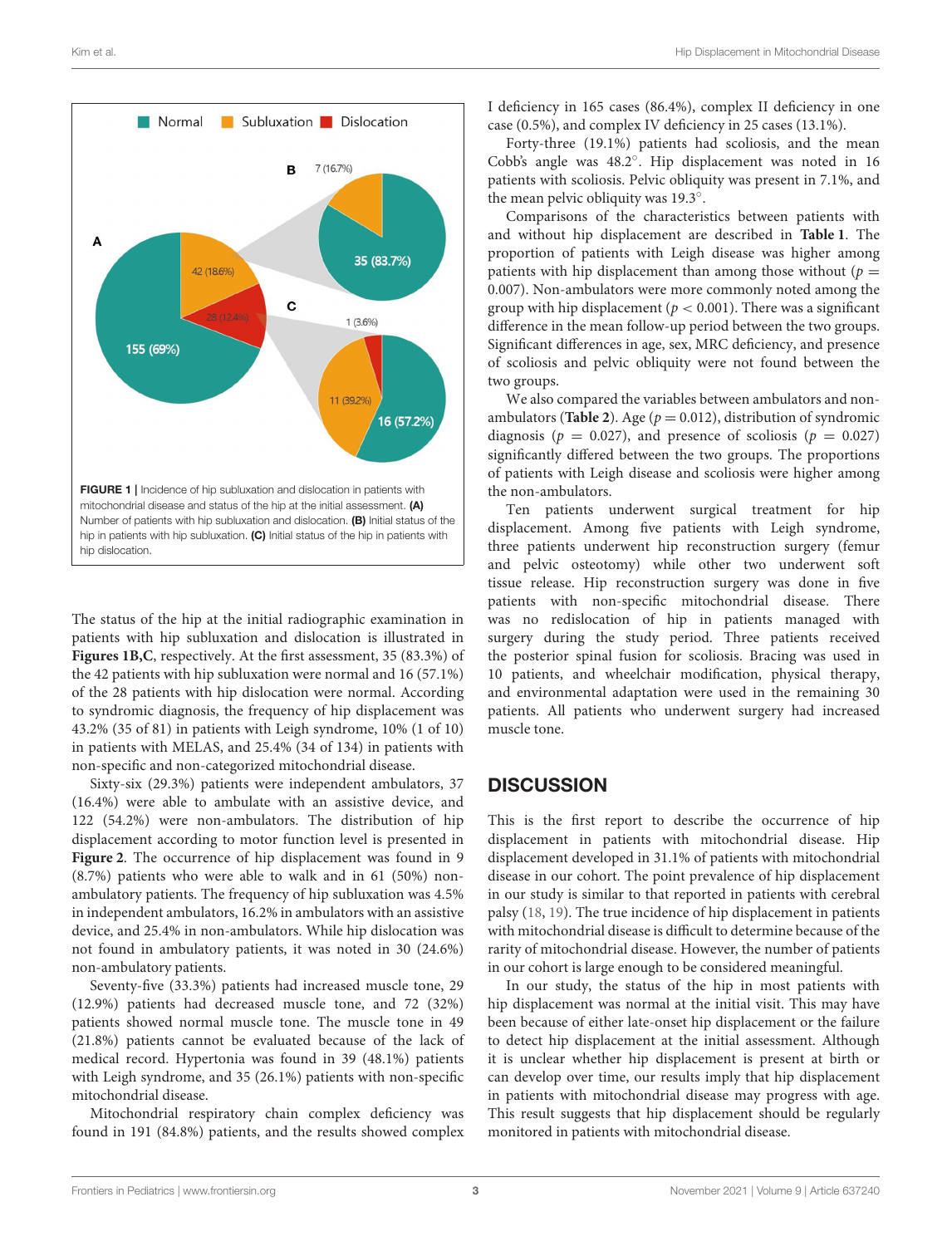FIGURE 1 | Incidence of hip subluxation and dislocation in patients with mitochondrial disease and status of the hip at the initial assessment. **(A)** Number of patients with hip subluxation and dislocation. **(B)** Initial status of the hip in patients with hip subluxation. **(C)** Initial status of the hip in patients with hip dislocation.

The status of the hip at the initial radiographic examination in patients with hip subluxation and dislocation is illustrated in **Figures 1B,C**, respectively. At the first assessment, 35 (83.3%) of the 42 patients with hip subluxation were normal and 16 (57.1%) of the 28 patients with hip dislocation were normal. According to syndromic diagnosis, the frequency of hip displacement was 43.2% (35 of 81) in patients with Leigh syndrome, 10% (1 of 10) in patients with MELAS, and 25.4% (34 of 134) in patients with non-specific and non-categorized mitochondrial disease.

Sixty-six (29.3%) patients were independent ambulators, 37 (16.4%) were able to ambulate with an assistive device, and 122 (54.2%) were non-ambulators. The distribution of hip displacement according to motor function level is presented in **Figure 2**. The occurrence of hip displacement was found in 9 (8.7%) patients who were able to walk and in 61 (50%) non-ambulatory patients. The frequency of hip subluxation was 4.5% in independent ambulators, 16.2% in ambulators with an assistive device, and 25.4% in non-ambulators. While hip dislocation was not found in ambulatory patients, it was noted in 30 (24.6%) non-ambulatory patients.

Seventy-five (33.3%) patients had increased muscle tone, 29 (12.9%) patients had decreased muscle tone, and 72 (32%) patients showed normal muscle tone. The muscle tone in 49 (21.8%) patients cannot be evaluated because of the lack of medical record. Hypertonia was found in 39 (48.1%) patients with Leigh syndrome, and 35 (26.1%) patients with non-specific mitochondrial disease.

Mitochondrial respiratory chain complex deficiency was found in 191 (84.8%) patients, and the results showed complex I deficiency in 165 cases (86.4%), complex II deficiency in one case (0.5%), and complex IV deficiency in 25 cases (13.1%).

Forty-three (19.1%) patients had scoliosis, and the mean Cobb's angle was 48.2°. Hip displacement was noted in 16 patients with scoliosis. Pelvic obliquity was present in 7.1%, and the mean pelvic obliquity was 19.3°.

Comparisons of the characteristics between patients with and without hip displacement are described in **Table 1**. The proportion of patients with Leigh disease was higher among patients with hip displacement than among those without ($p = 0.007$). Non-ambulators were more commonly noted among the group with hip displacement ($p < 0.001$). There was a significant difference in the mean follow-up period between the two groups. Significant differences in age, sex, MRC deficiency, and presence of scoliosis and pelvic obliquity were not found between the two groups.

We also compared the variables between ambulators and non-ambulators (**Table 2**). Age ($p = 0.012$), distribution of syndromic diagnosis ($p = 0.027$), and presence of scoliosis ($p = 0.027$) significantly differed between the two groups. The proportions of patients with Leigh disease and scoliosis were higher among the non-ambulators.

Ten patients underwent surgical treatment for hip displacement. Among five patients with Leigh syndrome, three patients underwent hip reconstruction surgery (femur and pelvic osteotomy) while other two underwent soft tissue release. Hip reconstruction surgery was done in five patients with non-specific mitochondrial disease. There was no redislocation of hip in patients managed with surgery during the study period. Three patients received the posterior spinal fusion for scoliosis. Bracing was used in 10 patients, and wheelchair modification, physical therapy, and environmental adaptation were used in the remaining 30 patients. All patients who underwent surgery had increased muscle tone.

## DISCUSSION

This is the first report to describe the occurrence of hip displacement in patients with mitochondrial disease. Hip displacement developed in 31.1% of patients with mitochondrial disease in our cohort. The point prevalence of hip displacement in our study is similar to that reported in patients with cerebral palsy (18, 19). The true incidence of hip displacement in patients with mitochondrial disease is difficult to determine because of the rarity of mitochondrial disease. However, the number of patients in our cohort is large enough to be considered meaningful.

In our study, the status of the hip in most patients with hip displacement was normal at the initial visit. This may have been because of either late-onset hip displacement or the failure to detect hip displacement at the initial assessment. Although it is unclear whether hip displacement is present at birth or can develop over time, our results imply that hip displacement in patients with mitochondrial disease may progress with age. This result suggests that hip displacement should be regularly monitored in patients with mitochondrial disease.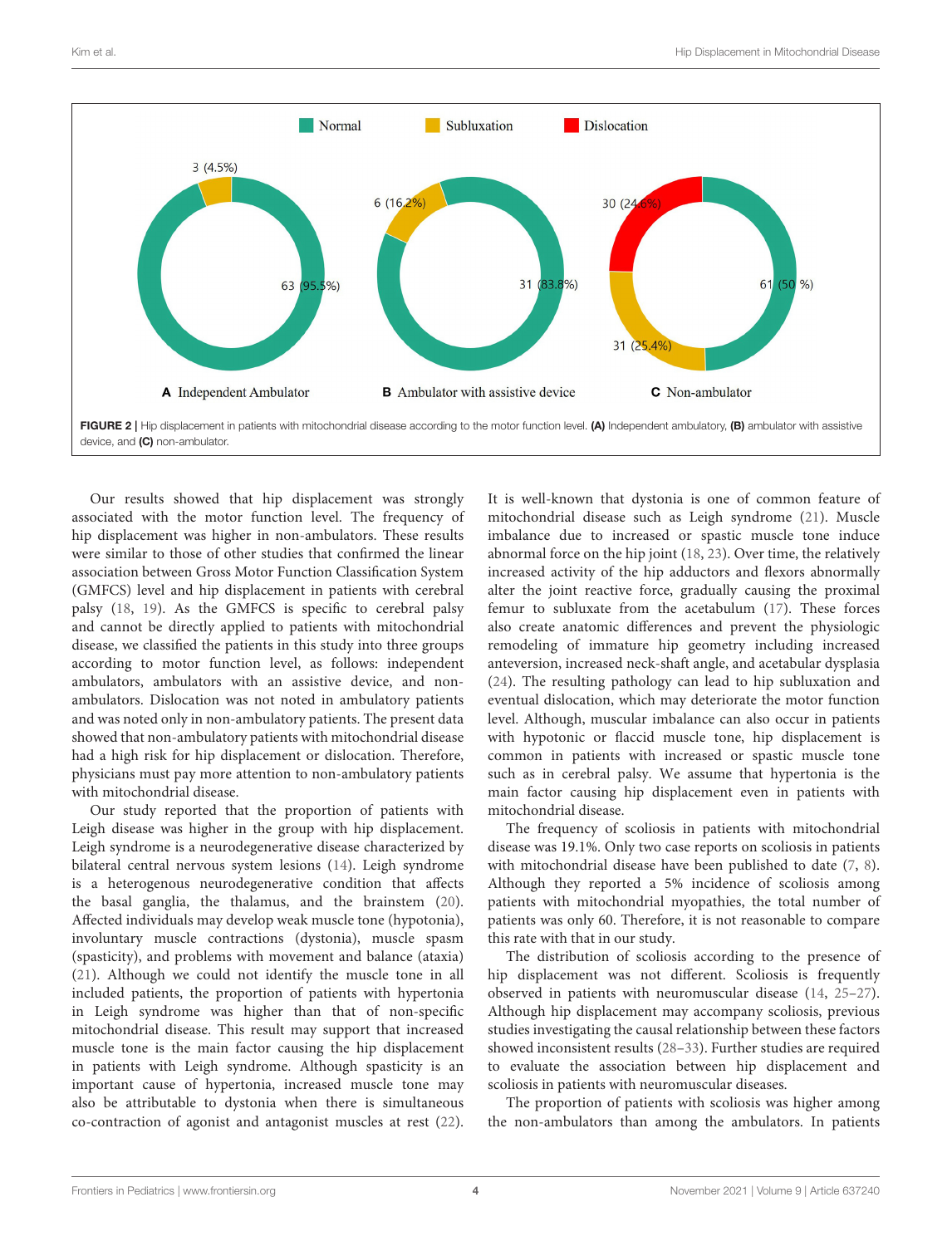**FIGURE 2 |** Hip displacement in patients with mitochondrial disease according to the motor function level. **(A)** Independent ambulatory, **(B)** ambulator with assistive device, and **(C)** non-ambulator.

Our results showed that hip displacement was strongly associated with the motor function level. The frequency of hip displacement was higher in non-ambulators. These results were similar to those of other studies that confirmed the linear association between Gross Motor Function Classification System (GMFCS) level and hip displacement in patients with cerebral palsy (18, 19). As the GMFCS is specific to cerebral palsy and cannot be directly applied to patients with mitochondrial disease, we classified the patients in this study into three groups according to motor function level, as follows: independent ambulators, ambulators with an assistive device, and non-ambulators. Dislocation was not noted in ambulatory patients and was noted only in non-ambulatory patients. The present data showed that non-ambulatory patients with mitochondrial disease had a high risk for hip displacement or dislocation. Therefore, physicians must pay more attention to non-ambulatory patients with mitochondrial disease.

Our study reported that the proportion of patients with Leigh disease was higher in the group with hip displacement. Leigh syndrome is a neurodegenerative disease characterized by bilateral central nervous system lesions (14). Leigh syndrome is a heterogenous neurodegenerative condition that affects the basal ganglia, the thalamus, and the brainstem (20). Affected individuals may develop weak muscle tone (hypotonia), involuntary muscle contractions (dystonia), muscle spasm (spasticity), and problems with movement and balance (ataxia) (21). Although we could not identify the muscle tone in all included patients, the proportion of patients with hypertonia in Leigh syndrome was higher than that of non-specific mitochondrial disease. This result may support that increased muscle tone is the main factor causing the hip displacement in patients with Leigh syndrome. Although spasticity is an important cause of hypertonia, increased muscle tone may also be attributable to dystonia when there is simultaneous co-contraction of agonist and antagonist muscles at rest (22). It is well-known that dystonia is one of common feature of mitochondrial disease such as Leigh syndrome (21). Muscle imbalance due to increased or spastic muscle tone induce abnormal force on the hip joint (18, 23). Over time, the relatively increased activity of the hip adductors and flexors abnormally alter the joint reactive force, gradually causing the proximal femur to subluxate from the acetabulum (17). These forces also create anatomic differences and prevent the physiologic remodeling of immature hip geometry including increased anteversion, increased neck-shaft angle, and acetabular dysplasia (24). The resulting pathology can lead to hip subluxation and eventual dislocation, which may deteriorate the motor function level. Although, muscular imbalance can also occur in patients with hypotonic or flaccid muscle tone, hip displacement is common in patients with increased or spastic muscle tone such as in cerebral palsy. We assume that hypertonia is the main factor causing hip displacement even in patients with mitochondrial disease.

The frequency of scoliosis in patients with mitochondrial disease was 19.1%. Only two case reports on scoliosis in patients with mitochondrial disease have been published to date (7, 8). Although they reported a 5% incidence of scoliosis among patients with mitochondrial myopathies, the total number of patients was only 60. Therefore, it is not reasonable to compare this rate with that in our study.

The distribution of scoliosis according to the presence of hip displacement was not different. Scoliosis is frequently observed in patients with neuromuscular disease (14, 25–27). Although hip displacement may accompany scoliosis, previous studies investigating the causal relationship between these factors showed inconsistent results (28–33). Further studies are required to evaluate the association between hip displacement and scoliosis in patients with neuromuscular diseases.

The proportion of patients with scoliosis was higher among the non-ambulators than among the ambulators. In patients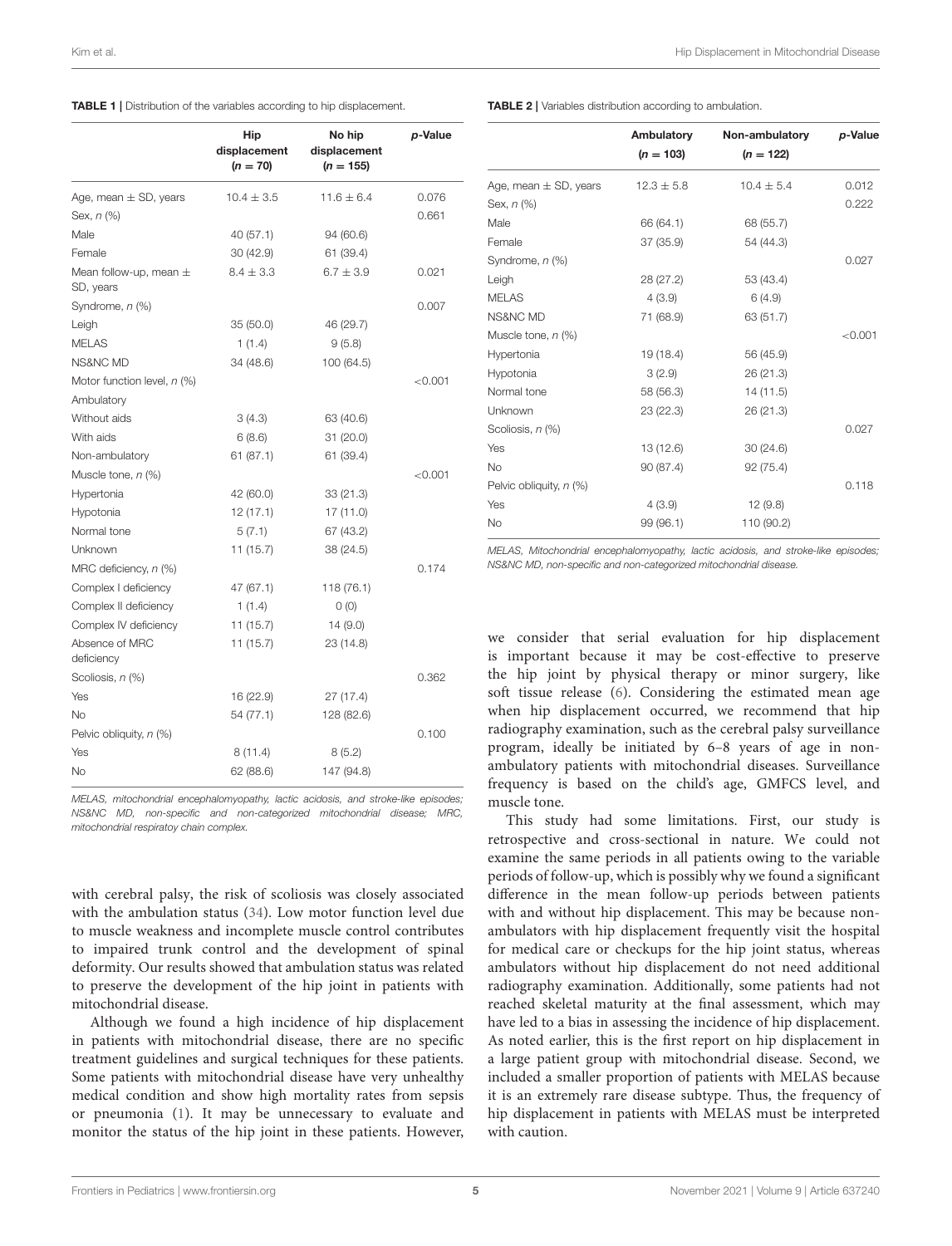**TABLE 1** | Distribution of the variables according to hip displacement.

| | Hip displacement (n = 70) | No hip displacement (n = 155) | p-Value |
|---|---|---|---|
| Age, mean ± SD, years | 10.4 ± 3.5 | 11.6 ± 6.4 | 0.076 |
| Sex, n (%) | | | 0.661 |
| Male | 40 (57.1) | 94 (60.6) | |
| Female | 30 (42.9) | 61 (39.4) | |
| Mean follow-up, mean ± SD, years | 8.4 ± 3.3 | 6.7 ± 3.9 | 0.021 |
| Syndrome, n (%) | | | 0.007 |
| Leigh | 35 (50.0) | 46 (29.7) | |
| MELAS | 1 (1.4) | 9 (5.8) | |
| NS&NC MD | 34 (48.6) | 100 (64.5) | |
| Motor function level, n (%) | | | <0.001 |
| Ambulatory | | | |
| Without aids | 3 (4.3) | 63 (40.6) | |
| With aids | 6 (8.6) | 31 (20.0) | |
| Non-ambulatory | 61 (87.1) | 61 (39.4) | |
| Muscle tone, n (%) | | | <0.001 |
| Hypertonia | 42 (60.0) | 33 (21.3) | |
| Hypotonia | 12 (17.1) | 17 (11.0) | |
| Normal tone | 5 (7.1) | 67 (43.2) | |
| Unknown | 11 (15.7) | 38 (24.5) | |
| MRC deficiency, n (%) | | | 0.174 |
| Complex I deficiency | 47 (67.1) | 118 (76.1) | |
| Complex II deficiency | 1 (1.4) | 0 (0) | |
| Complex IV deficiency | 11 (15.7) | 14 (9.0) | |
| Absence of MRC deficiency | 11 (15.7) | 23 (14.8) | |
| Scoliosis, n (%) | | | 0.362 |
| Yes | 16 (22.9) | 27 (17.4) | |
| No | 54 (77.1) | 128 (82.6) | |
| Pelvic obliquity, n (%) | | | 0.100 |
| Yes | 8 (11.4) | 8 (5.2) | |
| No | 62 (88.6) | 147 (94.8) | |

*MELAS, mitochondrial encephalomyopathy, lactic acidosis, and stroke-like episodes; NS&NC MD, non-specific and non-categorized mitochondrial disease; MRC, mitochondrial respiratoy chain complex.*

**TABLE 2** | Variables distribution according to ambulation.

| | Ambulatory (n = 103) | Non-ambulatory (n = 122) | p-Value |
|---|---|---|---|
| Age, mean ± SD, years | 12.3 ± 5.8 | 10.4 ± 5.4 | 0.012 |
| Sex, n (%) | | | 0.222 |
| Male | 66 (64.1) | 68 (55.7) | |
| Female | 37 (35.9) | 54 (44.3) | |
| Syndrome, n (%) | | | 0.027 |
| Leigh | 28 (27.2) | 53 (43.4) | |
| MELAS | 4 (3.9) | 6 (4.9) | |
| NS&NC MD | 71 (68.9) | 63 (51.7) | |
| Muscle tone, n (%) | | | <0.001 |
| Hypertonia | 19 (18.4) | 56 (45.9) | |
| Hypotonia | 3 (2.9) | 26 (21.3) | |
| Normal tone | 58 (56.3) | 14 (11.5) | |
| Unknown | 23 (22.3) | 26 (21.3) | |
| Scoliosis, n (%) | | | 0.027 |
| Yes | 13 (12.6) | 30 (24.6) | |
| No | 90 (87.4) | 92 (75.4) | |
| Pelvic obliquity, n (%) | | | 0.118 |
| Yes | 4 (3.9) | 12 (9.8) | |
| No | 99 (96.1) | 110 (90.2) | |

*MELAS, Mitochondrial encephalomyopathy, lactic acidosis, and stroke-like episodes; NS&NC MD, non-specific and non-categorized mitochondrial disease.*

with cerebral palsy, the risk of scoliosis was closely associated with the ambulation status (34). Low motor function level due to muscle weakness and incomplete muscle control contributes to impaired trunk control and the development of spinal deformity. Our results showed that ambulation status was related to preserve the development of the hip joint in patients with mitochondrial disease.

Although we found a high incidence of hip displacement in patients with mitochondrial disease, there are no specific treatment guidelines and surgical techniques for these patients. Some patients with mitochondrial disease have very unhealthy medical condition and show high mortality rates from sepsis or pneumonia (1). It may be unnecessary to evaluate and monitor the status of the hip joint in these patients. However, we consider that serial evaluation for hip displacement is important because it may be cost-effective to preserve the hip joint by physical therapy or minor surgery, like soft tissue release (6). Considering the estimated mean age when hip displacement occurred, we recommend that hip radiography examination, such as the cerebral palsy surveillance program, ideally be initiated by 6–8 years of age in non-ambulatory patients with mitochondrial diseases. Surveillance frequency is based on the child's age, GMFCS level, and muscle tone.

This study had some limitations. First, our study is retrospective and cross-sectional in nature. We could not examine the same periods in all patients owing to the variable periods of follow-up, which is possibly why we found a significant difference in the mean follow-up periods between patients with and without hip displacement. This may be because non-ambulators with hip displacement frequently visit the hospital for medical care or checkups for the hip joint status, whereas ambulators without hip displacement do not need additional radiography examination. Additionally, some patients had not reached skeletal maturity at the final assessment, which may have led to a bias in assessing the incidence of hip displacement. As noted earlier, this is the first report on hip displacement in a large patient group with mitochondrial disease. Second, we included a smaller proportion of patients with MELAS because it is an extremely rare disease subtype. Thus, the frequency of hip displacement in patients with MELAS must be interpreted with caution.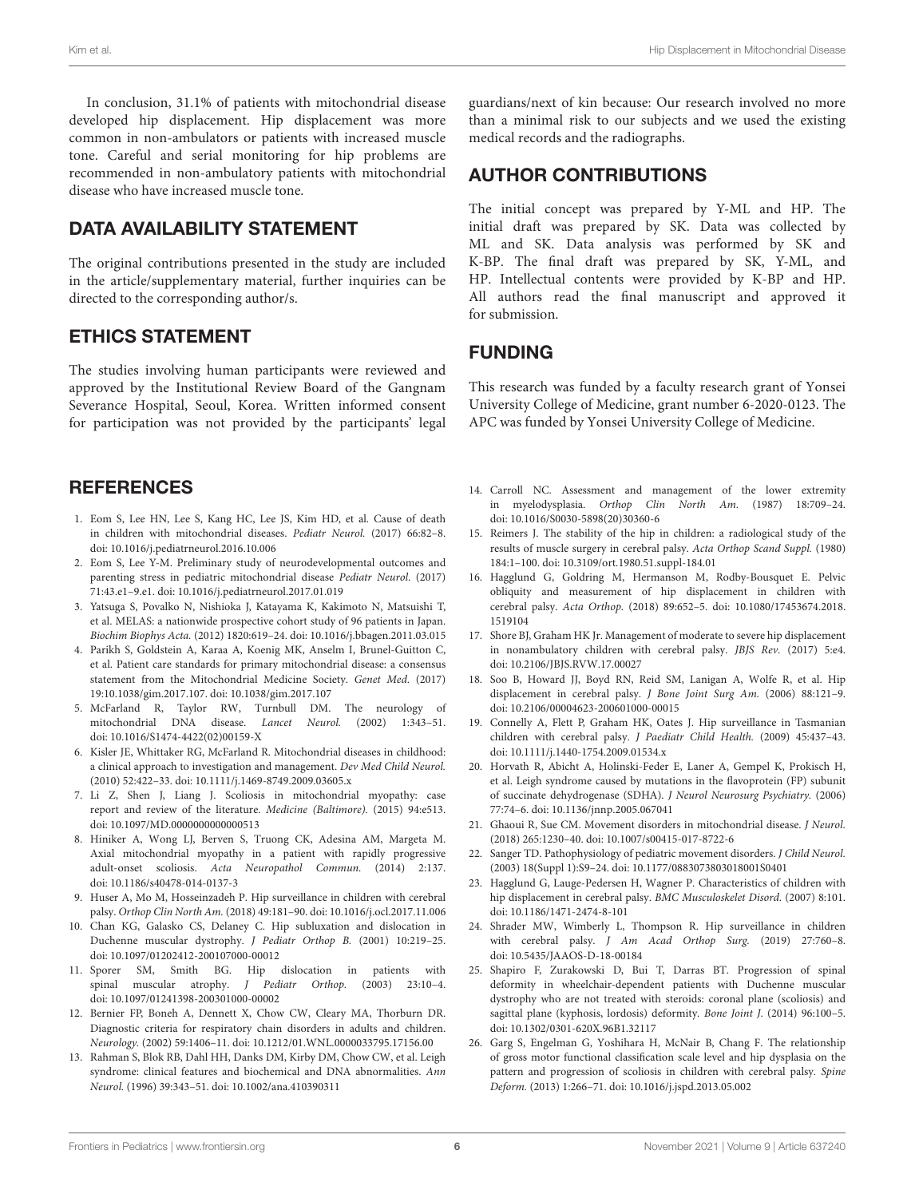In conclusion, 31.1% of patients with mitochondrial disease developed hip displacement. Hip displacement was more common in non-ambulators or patients with increased muscle tone. Careful and serial monitoring for hip problems are recommended in non-ambulatory patients with mitochondrial disease who have increased muscle tone.

## DATA AVAILABILITY STATEMENT

The original contributions presented in the study are included in the article/supplementary material, further inquiries can be directed to the corresponding author/s.

## ETHICS STATEMENT

The studies involving human participants were reviewed and approved by the Institutional Review Board of the Gangnam Severance Hospital, Seoul, Korea. Written informed consent for participation was not provided by the participants' legal guardians/next of kin because: Our research involved no more than a minimal risk to our subjects and we used the existing medical records and the radiographs.

## AUTHOR CONTRIBUTIONS

The initial concept was prepared by Y-ML and HP. The initial draft was prepared by SK. Data was collected by ML and SK. Data analysis was performed by SK and K-BP. The final draft was prepared by SK, Y-ML, and HP. Intellectual contents were provided by K-BP and HP. All authors read the final manuscript and approved it for submission.

## FUNDING

This research was funded by a faculty research grant of Yonsei University College of Medicine, grant number 6-2020-0123. The APC was funded by Yonsei University College of Medicine.

## REFERENCES

1. Eom S, Lee HN, Lee S, Kang HC, Lee JS, Kim HD, et al. Cause of death in children with mitochondrial diseases. *Pediatr Neurol.* (2017) 66:82–8. doi: 10.1016/j.pediatrneurol.2016.10.006
2. Eom S, Lee Y-M. Preliminary study of neurodevelopmental outcomes and parenting stress in pediatric mitochondrial disease *Pediatr Neurol.* (2017) 71:43.e1–9.e1. doi: 10.1016/j.pediatrneurol.2017.01.019
3. Yatsuga S, Povalko N, Nishioka J, Katayama K, Kakimoto N, Matsuishi T, et al. MELAS: a nationwide prospective cohort study of 96 patients in Japan. *Biochim Biophys Acta.* (2012) 1820:619–24. doi: 10.1016/j.bbagen.2011.03.015
4. Parikh S, Goldstein A, Karaa A, Koenig MK, Anselm I, Brunel-Guitton C, et al. Patient care standards for primary mitochondrial disease: a consensus statement from the Mitochondrial Medicine Society. *Genet Med.* (2017) 19:10.1038/gim.2017.107. doi: 10.1038/gim.2017.107
5. McFarland R, Taylor RW, Turnbull DM. The neurology of mitochondrial DNA disease. *Lancet Neurol.* (2002) 1:343–51. doi: 10.1016/S1474-4422(02)00159-X
6. Kisler JE, Whittaker RG, McFarland R. Mitochondrial diseases in childhood: a clinical approach to investigation and management. *Dev Med Child Neurol.* (2010) 52:422–33. doi: 10.1111/j.1469-8749.2009.03605.x
7. Li Z, Shen J, Liang J. Scoliosis in mitochondrial myopathy: case report and review of the literature. *Medicine (Baltimore).* (2015) 94:e513. doi: 10.1097/MD.0000000000000513
8. Hiniker A, Wong LJ, Berven S, Truong CK, Adesina AM, Margeta M. Axial mitochondrial myopathy in a patient with rapidly progressive adult-onset scoliosis. *Acta Neuropathol Commun.* (2014) 2:137. doi: 10.1186/s40478-014-0137-3
9. Huser A, Mo M, Hosseinzadeh P. Hip surveillance in children with cerebral palsy. *Orthop Clin North Am.* (2018) 49:181–90. doi: 10.1016/j.ocl.2017.11.006
10. Chan KG, Galasko CS, Delaney C. Hip subluxation and dislocation in Duchenne muscular dystrophy. *J Pediatr Orthop B.* (2001) 10:219–25. doi: 10.1097/01202412-200107000-00012
11. Sporer SM, Smith BG. Hip dislocation in patients with spinal muscular atrophy. *J Pediatr Orthop.* (2003) 23:10–4. doi: 10.1097/01241398-200301000-00002
12. Bernier FP, Boneh A, Dennett X, Chow CW, Cleary MA, Thorburn DR. Diagnostic criteria for respiratory chain disorders in adults and children. *Neurology.* (2002) 59:1406–11. doi: 10.1212/01.WNL.0000033795.17156.00
13. Rahman S, Blok RB, Dahl HH, Danks DM, Kirby DM, Chow CW, et al. Leigh syndrome: clinical features and biochemical and DNA abnormalities. *Ann Neurol.* (1996) 39:343–51. doi: 10.1002/ana.410390311
14. Carroll NC. Assessment and management of the lower extremity in myelodysplasia. *Orthop Clin North Am.* (1987) 18:709–24. doi: 10.1016/S0030-5898(20)30360-6
15. Reimers J. The stability of the hip in children: a radiological study of the results of muscle surgery in cerebral palsy. *Acta Orthop Scand Suppl.* (1980) 184:1–100. doi: 10.3109/ort.1980.51.suppl-184.01
16. Hagglund G, Goldring M, Hermanson M, Rodby-Bousquet E. Pelvic obliquity and measurement of hip displacement in children with cerebral palsy. *Acta Orthop.* (2018) 89:652–5. doi: 10.1080/17453674.2018.1519104
17. Shore BJ, Graham HK Jr. Management of moderate to severe hip displacement in nonambulatory children with cerebral palsy. *JBJS Rev.* (2017) 5:e4. doi: 10.2106/JBJS.RVW.17.00027
18. Soo B, Howard JJ, Boyd RN, Reid SM, Lanigan A, Wolfe R, et al. Hip displacement in cerebral palsy. *J Bone Joint Surg Am.* (2006) 88:121–9. doi: 10.2106/00004623-200601000-00015
19. Connelly A, Flett P, Graham HK, Oates J. Hip surveillance in Tasmanian children with cerebral palsy. *J Paediatr Child Health.* (2009) 45:437–43. doi: 10.1111/j.1440-1754.2009.01534.x
20. Horvath R, Abicht A, Holinski-Feder E, Laner A, Gempel K, Prokisch H, et al. Leigh syndrome caused by mutations in the flavoprotein (FP) subunit of succinate dehydrogenase (SDHA). *J Neurol Neurosurg Psychiatry.* (2006) 77:74–6. doi: 10.1136/jnnp.2005.067041
21. Ghaoui R, Sue CM. Movement disorders in mitochondrial disease. *J Neurol.* (2018) 265:1230–40. doi: 10.1007/s00415-017-8722-6
22. Sanger TD. Pathophysiology of pediatric movement disorders. *J Child Neurol.* (2003) 18(Suppl 1):S9–24. doi: 10.1177/08830738030180010S0401
23. Hagglund G, Lauge-Pedersen H, Wagner P. Characteristics of children with hip displacement in cerebral palsy. *BMC Musculoskelet Disord.* (2007) 8:101. doi: 10.1186/1471-2474-8-101
24. Shrader MW, Wimberly L, Thompson R. Hip surveillance in children with cerebral palsy. *J Am Acad Orthop Surg.* (2019) 27:760–8. doi: 10.5435/JAAOS-D-18-00184
25. Shapiro F, Zurakowski D, Bui T, Darras BT. Progression of spinal deformity in wheelchair-dependent patients with Duchenne muscular dystrophy who are not treated with steroids: coronal plane (scoliosis) and sagittal plane (kyphosis, lordosis) deformity. *Bone Joint J.* (2014) 96:100–5. doi: 10.1302/0301-620X.96B1.32117
26. Garg S, Engelman G, Yoshihara H, McNair B, Chang F. The relationship of gross motor functional classification scale level and hip dysplasia on the pattern and progression of scoliosis in children with cerebral palsy. *Spine Deform.* (2013) 1:266–71. doi: 10.1016/j.jspd.2013.05.002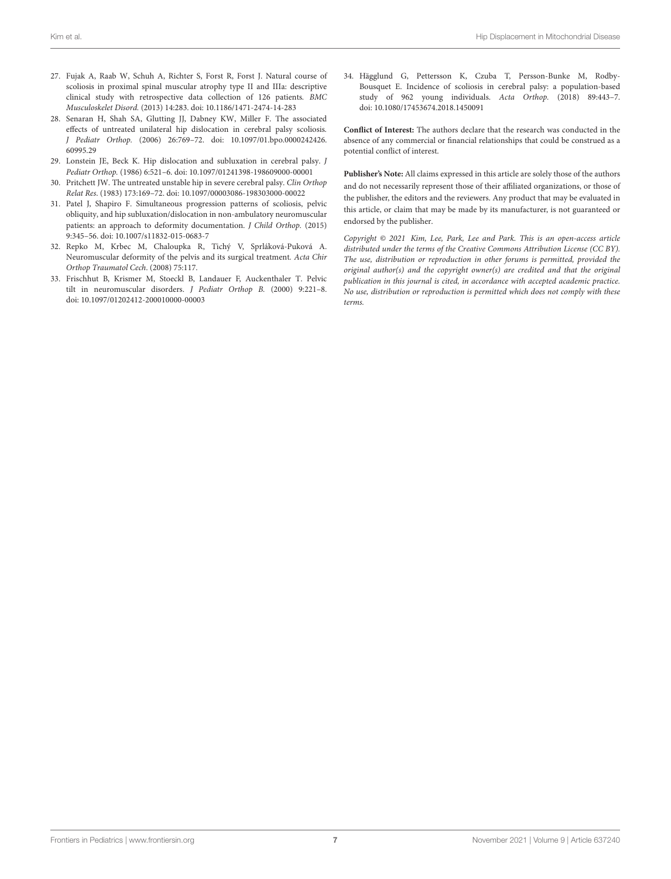27. Fujak A, Raab W, Schuh A, Richter S, Forst R, Forst J. Natural course of scoliosis in proximal spinal muscular atrophy type II and IIIa: descriptive clinical study with retrospective data collection of 126 patients. *BMC Musculoskelet Disord.* (2013) 14:283. doi: 10.1186/1471-2474-14-283
28. Senaran H, Shah SA, Glutting JJ, Dabney KW, Miller F. The associated effects of untreated unilateral hip dislocation in cerebral palsy scoliosis. *J Pediatr Orthop.* (2006) 26:769–72. doi: 10.1097/01.bpo.0000242426.60995.29
29. Lonstein JE, Beck K. Hip dislocation and subluxation in cerebral palsy. *J Pediatr Orthop.* (1986) 6:521–6. doi: 10.1097/01241398-198609000-00001
30. Pritchett JW. The untreated unstable hip in severe cerebral palsy. *Clin Orthop Relat Res.* (1983) 173:169–72. doi: 10.1097/00003086-198303000-00022
31. Patel J, Shapiro F. Simultaneous progression patterns of scoliosis, pelvic obliquity, and hip subluxation/dislocation in non-ambulatory neuromuscular patients: an approach to deformity documentation. *J Child Orthop.* (2015) 9:345–56. doi: 10.1007/s11832-015-0683-7
32. Repko M, Krbec M, Chaloupka R, Tichý V, Sprláková-Puková A. Neuromuscular deformity of the pelvis and its surgical treatment. *Acta Chir Orthop Traumatol Cech.* (2008) 75:117.
33. Frischhut B, Krismer M, Stoeckl B, Landauer F, Auckenthaler T. Pelvic tilt in neuromuscular disorders. *J Pediatr Orthop B.* (2000) 9:221–8. doi: 10.1097/01202412-200010000-00003
34. Hägglund G, Pettersson K, Czuba T, Persson-Bunke M, Rodby-Bousquet E. Incidence of scoliosis in cerebral palsy: a population-based study of 962 young individuals. *Acta Orthop.* (2018) 89:443–7. doi: 10.1080/17453674.2018.1450091

**Conflict of Interest:** The authors declare that the research was conducted in the absence of any commercial or financial relationships that could be construed as a potential conflict of interest.

**Publisher's Note:** All claims expressed in this article are solely those of the authors and do not necessarily represent those of their affiliated organizations, or those of the publisher, the editors and the reviewers. Any product that may be evaluated in this article, or claim that may be made by its manufacturer, is not guaranteed or endorsed by the publisher.

*Copyright © 2021 Kim, Lee, Park, Lee and Park. This is an open-access article distributed under the terms of the Creative Commons Attribution License (CC BY). The use, distribution or reproduction in other forums is permitted, provided the original author(s) and the copyright owner(s) are credited and that the original publication in this journal is cited, in accordance with accepted academic practice. No use, distribution or reproduction is permitted which does not comply with these terms.*